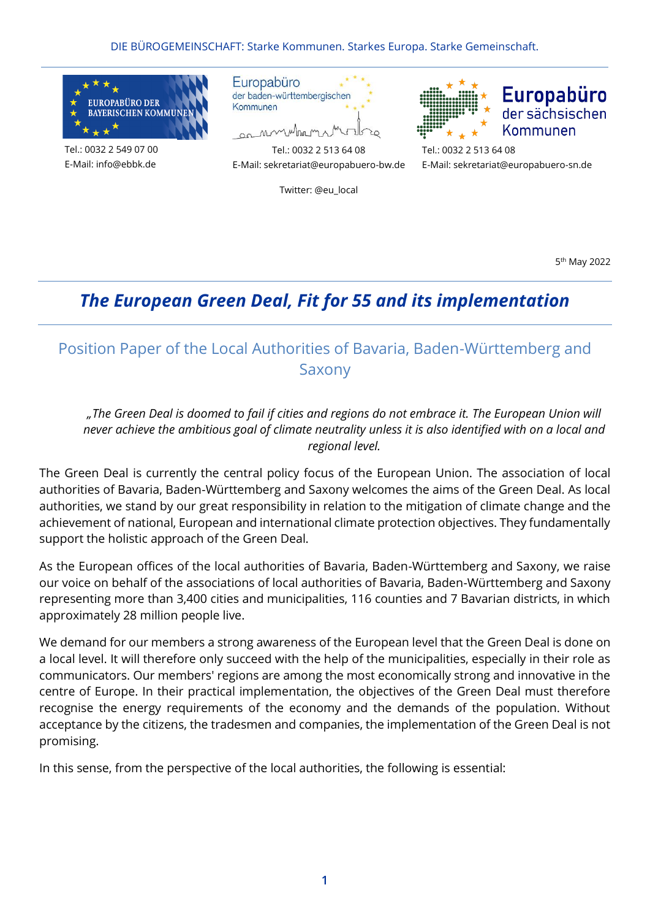DIE BÜROGEMEINSCHAFT: Starke Kommunen. Starkes Europa. Starke Gemeinschaft.

EUROPABÜRO DER BAYERISCHEN KOMMUNEN
Tel.: 0032 2 549 07 00
E-Mail: info@ebbk.de

Europabüro der baden-württembergischen Kommunen
Tel.: 0032 2 513 64 08
E-Mail: sekretariat@europabuero-bw.de

Europabüro der sächsischen Kommunen
Tel.: 0032 2 513 64 08
E-Mail: sekretariat@europabuero-sn.de

Twitter: @eu_local

5th May 2022

# *The European Green Deal, Fit for 55 and its implementation*

## Position Paper of the Local Authorities of Bavaria, Baden-Württemberg and Saxony

*„The Green Deal is doomed to fail if cities and regions do not embrace it. The European Union will never achieve the ambitious goal of climate neutrality unless it is also identified with on a local and regional level.*

The Green Deal is currently the central policy focus of the European Union. The association of local authorities of Bavaria, Baden-Württemberg and Saxony welcomes the aims of the Green Deal. As local authorities, we stand by our great responsibility in relation to the mitigation of climate change and the achievement of national, European and international climate protection objectives. They fundamentally support the holistic approach of the Green Deal.

As the European offices of the local authorities of Bavaria, Baden-Württemberg and Saxony, we raise our voice on behalf of the associations of local authorities of Bavaria, Baden-Württemberg and Saxony representing more than 3,400 cities and municipalities, 116 counties and 7 Bavarian districts, in which approximately 28 million people live.

We demand for our members a strong awareness of the European level that the Green Deal is done on a local level. It will therefore only succeed with the help of the municipalities, especially in their role as communicators. Our members' regions are among the most economically strong and innovative in the centre of Europe. In their practical implementation, the objectives of the Green Deal must therefore recognise the energy requirements of the economy and the demands of the population. Without acceptance by the citizens, the tradesmen and companies, the implementation of the Green Deal is not promising.

In this sense, from the perspective of the local authorities, the following is essential: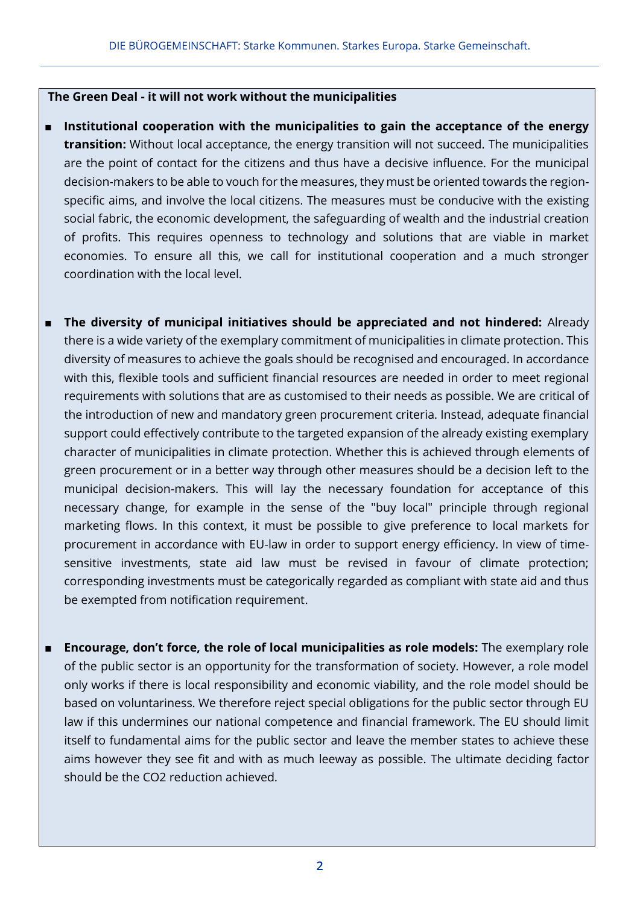**The Green Deal - it will not work without the municipalities**

- **Institutional cooperation with the municipalities to gain the acceptance of the energy transition:** Without local acceptance, the energy transition will not succeed. The municipalities are the point of contact for the citizens and thus have a decisive influence. For the municipal decision-makers to be able to vouch for the measures, they must be oriented towards the region-specific aims, and involve the local citizens. The measures must be conducive with the existing social fabric, the economic development, the safeguarding of wealth and the industrial creation of profits. This requires openness to technology and solutions that are viable in market economies. To ensure all this, we call for institutional cooperation and a much stronger coordination with the local level.

- **The diversity of municipal initiatives should be appreciated and not hindered:** Already there is a wide variety of the exemplary commitment of municipalities in climate protection. This diversity of measures to achieve the goals should be recognised and encouraged. In accordance with this, flexible tools and sufficient financial resources are needed in order to meet regional requirements with solutions that are as customised to their needs as possible. We are critical of the introduction of new and mandatory green procurement criteria. Instead, adequate financial support could effectively contribute to the targeted expansion of the already existing exemplary character of municipalities in climate protection. Whether this is achieved through elements of green procurement or in a better way through other measures should be a decision left to the municipal decision-makers. This will lay the necessary foundation for acceptance of this necessary change, for example in the sense of the "buy local" principle through regional marketing flows. In this context, it must be possible to give preference to local markets for procurement in accordance with EU-law in order to support energy efficiency. In view of time-sensitive investments, state aid law must be revised in favour of climate protection; corresponding investments must be categorically regarded as compliant with state aid and thus be exempted from notification requirement.

- **Encourage, don't force, the role of local municipalities as role models:** The exemplary role of the public sector is an opportunity for the transformation of society. However, a role model only works if there is local responsibility and economic viability, and the role model should be based on voluntariness. We therefore reject special obligations for the public sector through EU law if this undermines our national competence and financial framework. The EU should limit itself to fundamental aims for the public sector and leave the member states to achieve these aims however they see fit and with as much leeway as possible. The ultimate deciding factor should be the $CO_2$ reduction achieved.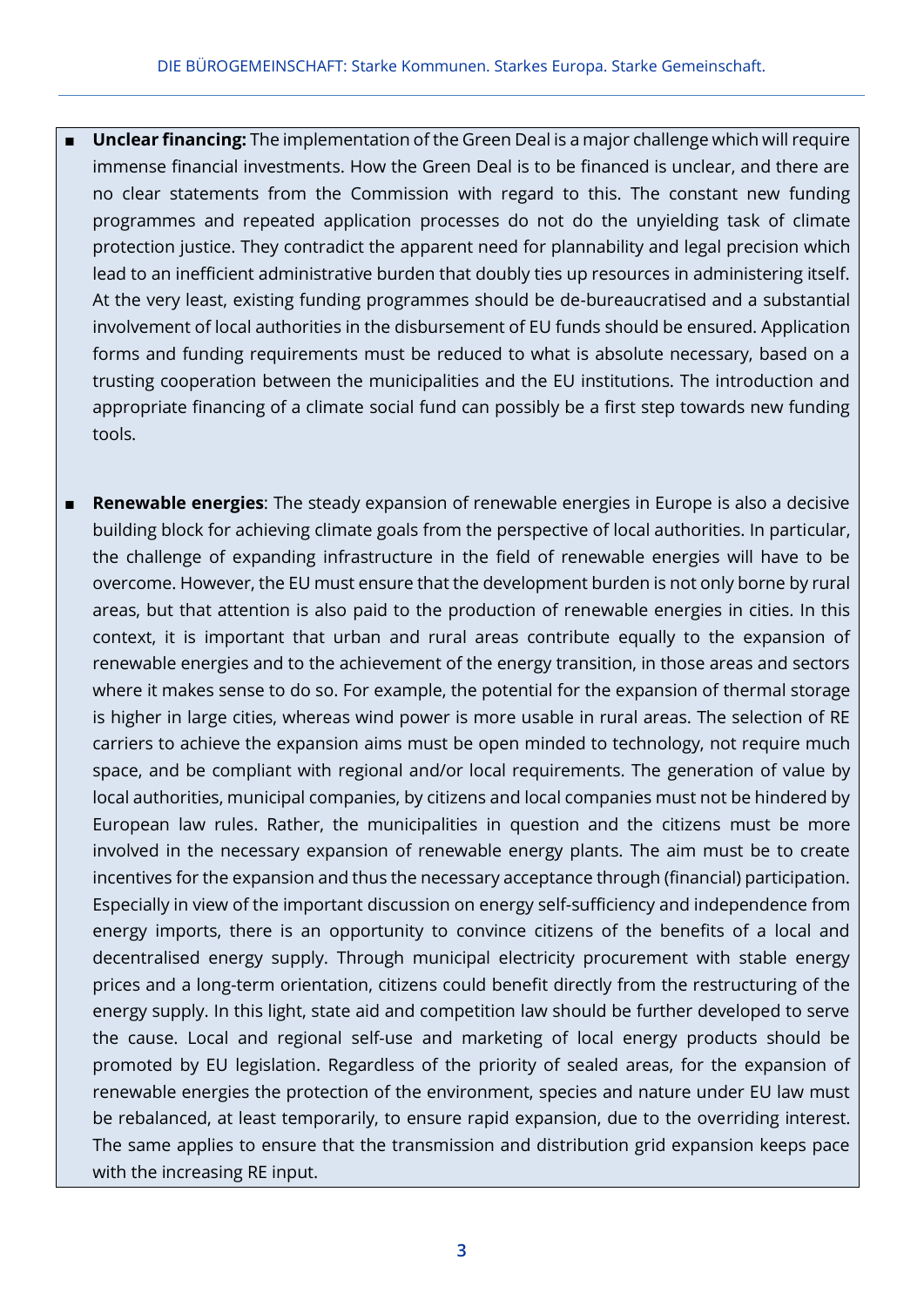- **Unclear financing:** The implementation of the Green Deal is a major challenge which will require immense financial investments. How the Green Deal is to be financed is unclear, and there are no clear statements from the Commission with regard to this. The constant new funding programmes and repeated application processes do not do the unyielding task of climate protection justice. They contradict the apparent need for plannability and legal precision which lead to an inefficient administrative burden that doubly ties up resources in administering itself. At the very least, existing funding programmes should be de-bureaucratised and a substantial involvement of local authorities in the disbursement of EU funds should be ensured. Application forms and funding requirements must be reduced to what is absolute necessary, based on a trusting cooperation between the municipalities and the EU institutions. The introduction and appropriate financing of a climate social fund can possibly be a first step towards new funding tools.

- **Renewable energies**: The steady expansion of renewable energies in Europe is also a decisive building block for achieving climate goals from the perspective of local authorities. In particular, the challenge of expanding infrastructure in the field of renewable energies will have to be overcome. However, the EU must ensure that the development burden is not only borne by rural areas, but that attention is also paid to the production of renewable energies in cities. In this context, it is important that urban and rural areas contribute equally to the expansion of renewable energies and to the achievement of the energy transition, in those areas and sectors where it makes sense to do so. For example, the potential for the expansion of thermal storage is higher in large cities, whereas wind power is more usable in rural areas. The selection of RE carriers to achieve the expansion aims must be open minded to technology, not require much space, and be compliant with regional and/or local requirements. The generation of value by local authorities, municipal companies, by citizens and local companies must not be hindered by European law rules. Rather, the municipalities in question and the citizens must be more involved in the necessary expansion of renewable energy plants. The aim must be to create incentives for the expansion and thus the necessary acceptance through (financial) participation. Especially in view of the important discussion on energy self-sufficiency and independence from energy imports, there is an opportunity to convince citizens of the benefits of a local and decentralised energy supply. Through municipal electricity procurement with stable energy prices and a long-term orientation, citizens could benefit directly from the restructuring of the energy supply. In this light, state aid and competition law should be further developed to serve the cause. Local and regional self-use and marketing of local energy products should be promoted by EU legislation. Regardless of the priority of sealed areas, for the expansion of renewable energies the protection of the environment, species and nature under EU law must be rebalanced, at least temporarily, to ensure rapid expansion, due to the overriding interest. The same applies to ensure that the transmission and distribution grid expansion keeps pace with the increasing RE input.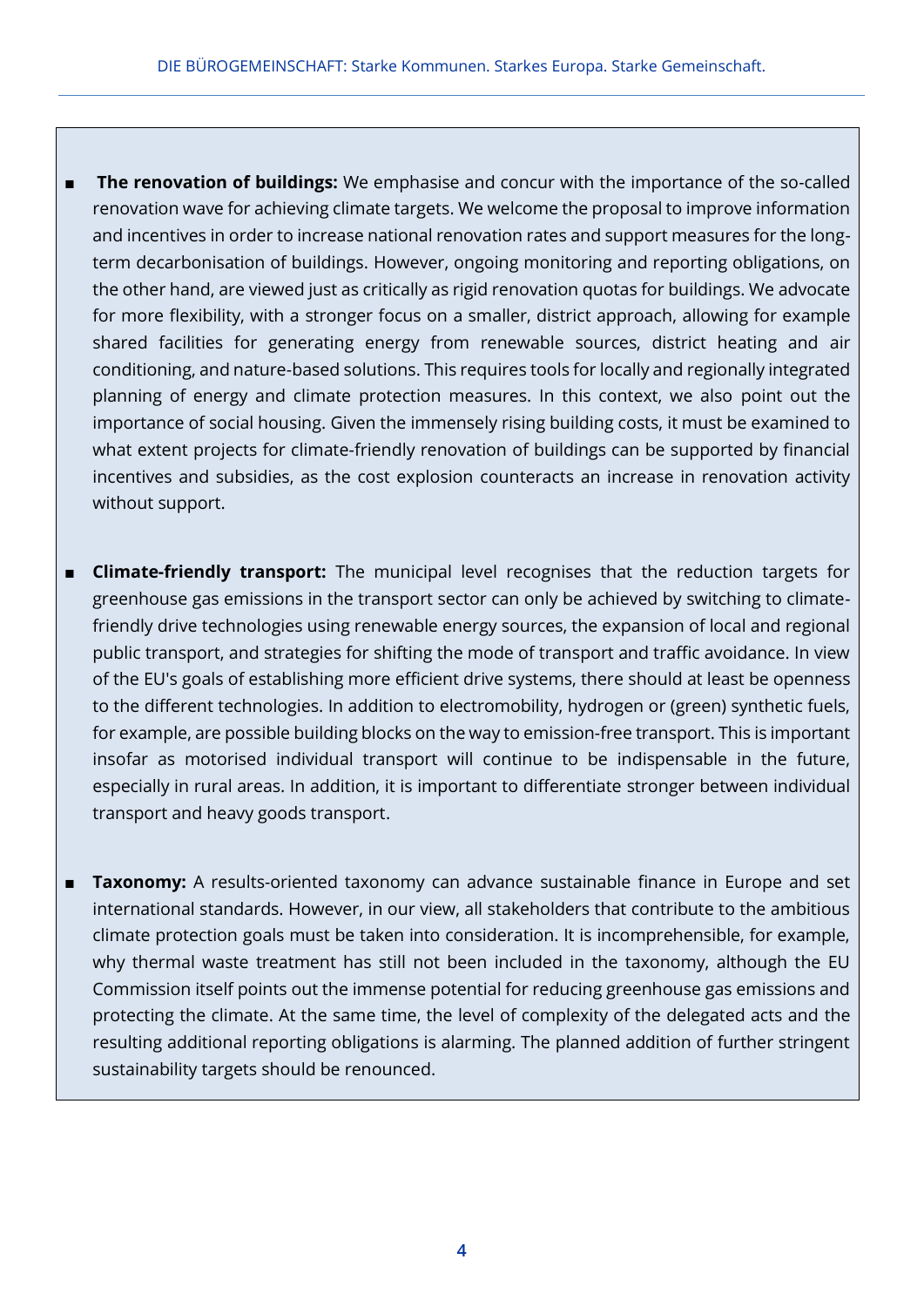- **The renovation of buildings:** We emphasise and concur with the importance of the so-called renovation wave for achieving climate targets. We welcome the proposal to improve information and incentives in order to increase national renovation rates and support measures for the long-term decarbonisation of buildings. However, ongoing monitoring and reporting obligations, on the other hand, are viewed just as critically as rigid renovation quotas for buildings. We advocate for more flexibility, with a stronger focus on a smaller, district approach, allowing for example shared facilities for generating energy from renewable sources, district heating and air conditioning, and nature-based solutions. This requires tools for locally and regionally integrated planning of energy and climate protection measures. In this context, we also point out the importance of social housing. Given the immensely rising building costs, it must be examined to what extent projects for climate-friendly renovation of buildings can be supported by financial incentives and subsidies, as the cost explosion counteracts an increase in renovation activity without support.

- **Climate-friendly transport:** The municipal level recognises that the reduction targets for greenhouse gas emissions in the transport sector can only be achieved by switching to climate-friendly drive technologies using renewable energy sources, the expansion of local and regional public transport, and strategies for shifting the mode of transport and traffic avoidance. In view of the EU's goals of establishing more efficient drive systems, there should at least be openness to the different technologies. In addition to electromobility, hydrogen or (green) synthetic fuels, for example, are possible building blocks on the way to emission-free transport. This is important insofar as motorised individual transport will continue to be indispensable in the future, especially in rural areas. In addition, it is important to differentiate stronger between individual transport and heavy goods transport.

- **Taxonomy:** A results-oriented taxonomy can advance sustainable finance in Europe and set international standards. However, in our view, all stakeholders that contribute to the ambitious climate protection goals must be taken into consideration. It is incomprehensible, for example, why thermal waste treatment has still not been included in the taxonomy, although the EU Commission itself points out the immense potential for reducing greenhouse gas emissions and protecting the climate. At the same time, the level of complexity of the delegated acts and the resulting additional reporting obligations is alarming. The planned addition of further stringent sustainability targets should be renounced.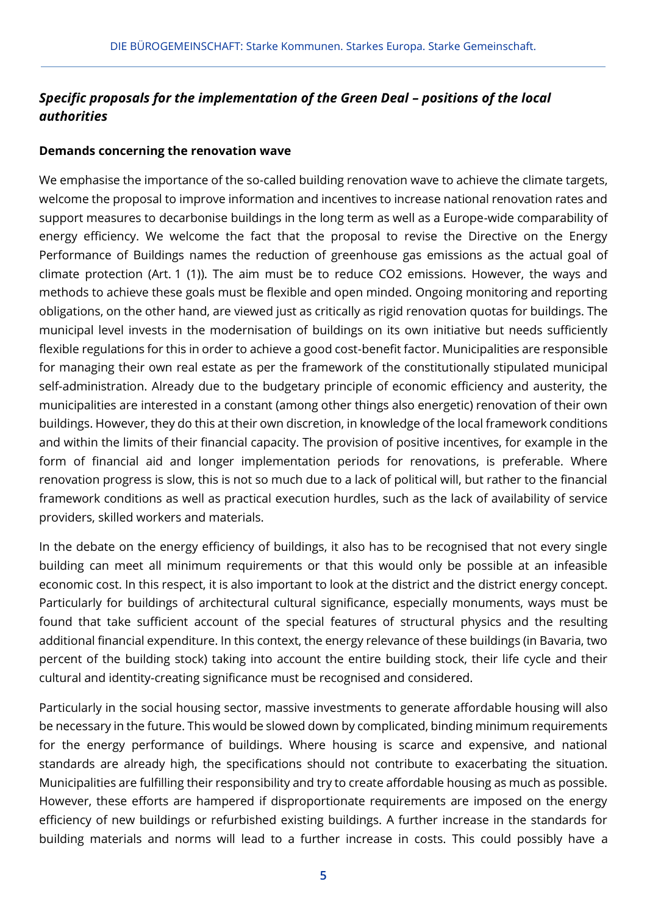## *Specific proposals for the implementation of the Green Deal – positions of the local authorities*

**Demands concerning the renovation wave**

We emphasise the importance of the so-called building renovation wave to achieve the climate targets, welcome the proposal to improve information and incentives to increase national renovation rates and support measures to decarbonise buildings in the long term as well as a Europe-wide comparability of energy efficiency. We welcome the fact that the proposal to revise the Directive on the Energy Performance of Buildings names the reduction of greenhouse gas emissions as the actual goal of climate protection (Art. 1 (1)). The aim must be to reduce $CO_2$ emissions. However, the ways and methods to achieve these goals must be flexible and open minded. Ongoing monitoring and reporting obligations, on the other hand, are viewed just as critically as rigid renovation quotas for buildings. The municipal level invests in the modernisation of buildings on its own initiative but needs sufficiently flexible regulations for this in order to achieve a good cost-benefit factor. Municipalities are responsible for managing their own real estate as per the framework of the constitutionally stipulated municipal self-administration. Already due to the budgetary principle of economic efficiency and austerity, the municipalities are interested in a constant (among other things also energetic) renovation of their own buildings. However, they do this at their own discretion, in knowledge of the local framework conditions and within the limits of their financial capacity. The provision of positive incentives, for example in the form of financial aid and longer implementation periods for renovations, is preferable. Where renovation progress is slow, this is not so much due to a lack of political will, but rather to the financial framework conditions as well as practical execution hurdles, such as the lack of availability of service providers, skilled workers and materials.

In the debate on the energy efficiency of buildings, it also has to be recognised that not every single building can meet all minimum requirements or that this would only be possible at an infeasible economic cost. In this respect, it is also important to look at the district and the district energy concept. Particularly for buildings of architectural cultural significance, especially monuments, ways must be found that take sufficient account of the special features of structural physics and the resulting additional financial expenditure. In this context, the energy relevance of these buildings (in Bavaria, two percent of the building stock) taking into account the entire building stock, their life cycle and their cultural and identity-creating significance must be recognised and considered.

Particularly in the social housing sector, massive investments to generate affordable housing will also be necessary in the future. This would be slowed down by complicated, binding minimum requirements for the energy performance of buildings. Where housing is scarce and expensive, and national standards are already high, the specifications should not contribute to exacerbating the situation. Municipalities are fulfilling their responsibility and try to create affordable housing as much as possible. However, these efforts are hampered if disproportionate requirements are imposed on the energy efficiency of new buildings or refurbished existing buildings. A further increase in the standards for building materials and norms will lead to a further increase in costs. This could possibly have a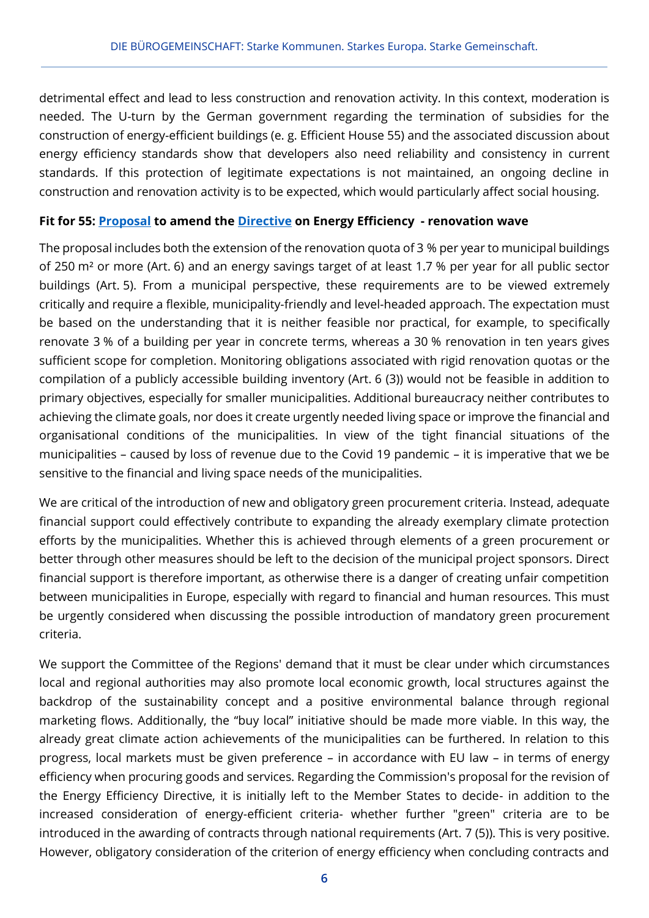detrimental effect and lead to less construction and renovation activity. In this context, moderation is needed. The U-turn by the German government regarding the termination of subsidies for the construction of energy-efficient buildings (e. g. Efficient House 55) and the associated discussion about energy efficiency standards show that developers also need reliability and consistency in current standards. If this protection of legitimate expectations is not maintained, an ongoing decline in construction and renovation activity is to be expected, which would particularly affect social housing.

**Fit for 55: Proposal to amend the Directive on Energy Efficiency - renovation wave**

The proposal includes both the extension of the renovation quota of 3 % per year to municipal buildings of 250 m² or more (Art. 6) and an energy savings target of at least 1.7 % per year for all public sector buildings (Art. 5). From a municipal perspective, these requirements are to be viewed extremely critically and require a flexible, municipality-friendly and level-headed approach. The expectation must be based on the understanding that it is neither feasible nor practical, for example, to specifically renovate 3 % of a building per year in concrete terms, whereas a 30 % renovation in ten years gives sufficient scope for completion. Monitoring obligations associated with rigid renovation quotas or the compilation of a publicly accessible building inventory (Art. 6 (3)) would not be feasible in addition to primary objectives, especially for smaller municipalities. Additional bureaucracy neither contributes to achieving the climate goals, nor does it create urgently needed living space or improve the financial and organisational conditions of the municipalities. In view of the tight financial situations of the municipalities – caused by loss of revenue due to the Covid 19 pandemic – it is imperative that we be sensitive to the financial and living space needs of the municipalities.

We are critical of the introduction of new and obligatory green procurement criteria. Instead, adequate financial support could effectively contribute to expanding the already exemplary climate protection efforts by the municipalities. Whether this is achieved through elements of a green procurement or better through other measures should be left to the decision of the municipal project sponsors. Direct financial support is therefore important, as otherwise there is a danger of creating unfair competition between municipalities in Europe, especially with regard to financial and human resources. This must be urgently considered when discussing the possible introduction of mandatory green procurement criteria.

We support the Committee of the Regions' demand that it must be clear under which circumstances local and regional authorities may also promote local economic growth, local structures against the backdrop of the sustainability concept and a positive environmental balance through regional marketing flows. Additionally, the "buy local" initiative should be made more viable. In this way, the already great climate action achievements of the municipalities can be furthered. In relation to this progress, local markets must be given preference – in accordance with EU law – in terms of energy efficiency when procuring goods and services. Regarding the Commission's proposal for the revision of the Energy Efficiency Directive, it is initially left to the Member States to decide- in addition to the increased consideration of energy-efficient criteria- whether further "green" criteria are to be introduced in the awarding of contracts through national requirements (Art. 7 (5)). This is very positive. However, obligatory consideration of the criterion of energy efficiency when concluding contracts and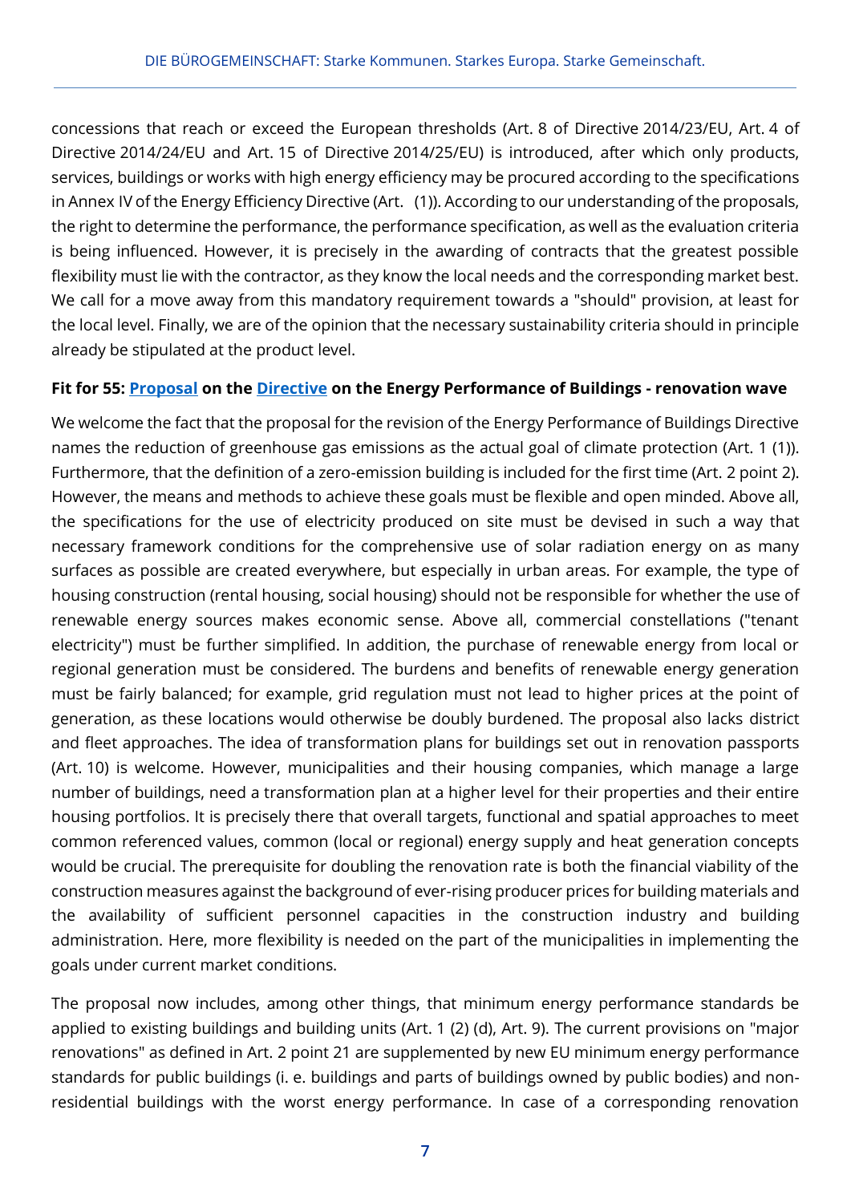concessions that reach or exceed the European thresholds (Art. 8 of Directive 2014/23/EU, Art. 4 of Directive 2014/24/EU and Art. 15 of Directive 2014/25/EU) is introduced, after which only products, services, buildings or works with high energy efficiency may be procured according to the specifications in Annex IV of the Energy Efficiency Directive (Art. (1)). According to our understanding of the proposals, the right to determine the performance, the performance specification, as well as the evaluation criteria is being influenced. However, it is precisely in the awarding of contracts that the greatest possible flexibility must lie with the contractor, as they know the local needs and the corresponding market best. We call for a move away from this mandatory requirement towards a "should" provision, at least for the local level. Finally, we are of the opinion that the necessary sustainability criteria should in principle already be stipulated at the product level.

**Fit for 55: Proposal on the Directive on the Energy Performance of Buildings - renovation wave**

We welcome the fact that the proposal for the revision of the Energy Performance of Buildings Directive names the reduction of greenhouse gas emissions as the actual goal of climate protection (Art. 1 (1)). Furthermore, that the definition of a zero-emission building is included for the first time (Art. 2 point 2). However, the means and methods to achieve these goals must be flexible and open minded. Above all, the specifications for the use of electricity produced on site must be devised in such a way that necessary framework conditions for the comprehensive use of solar radiation energy on as many surfaces as possible are created everywhere, but especially in urban areas. For example, the type of housing construction (rental housing, social housing) should not be responsible for whether the use of renewable energy sources makes economic sense. Above all, commercial constellations ("tenant electricity") must be further simplified. In addition, the purchase of renewable energy from local or regional generation must be considered. The burdens and benefits of renewable energy generation must be fairly balanced; for example, grid regulation must not lead to higher prices at the point of generation, as these locations would otherwise be doubly burdened. The proposal also lacks district and fleet approaches. The idea of transformation plans for buildings set out in renovation passports (Art. 10) is welcome. However, municipalities and their housing companies, which manage a large number of buildings, need a transformation plan at a higher level for their properties and their entire housing portfolios. It is precisely there that overall targets, functional and spatial approaches to meet common referenced values, common (local or regional) energy supply and heat generation concepts would be crucial. The prerequisite for doubling the renovation rate is both the financial viability of the construction measures against the background of ever-rising producer prices for building materials and the availability of sufficient personnel capacities in the construction industry and building administration. Here, more flexibility is needed on the part of the municipalities in implementing the goals under current market conditions.

The proposal now includes, among other things, that minimum energy performance standards be applied to existing buildings and building units (Art. 1 (2) (d), Art. 9). The current provisions on "major renovations" as defined in Art. 2 point 21 are supplemented by new EU minimum energy performance standards for public buildings (i. e. buildings and parts of buildings owned by public bodies) and non-residential buildings with the worst energy performance. In case of a corresponding renovation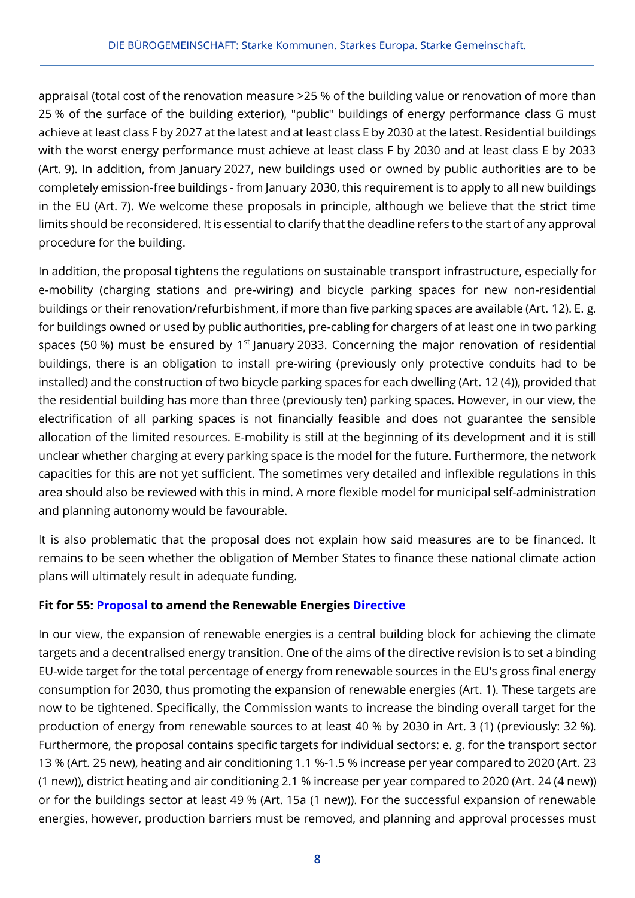appraisal (total cost of the renovation measure >25 % of the building value or renovation of more than 25 % of the surface of the building exterior), "public" buildings of energy performance class G must achieve at least class F by 2027 at the latest and at least class E by 2030 at the latest. Residential buildings with the worst energy performance must achieve at least class F by 2030 and at least class E by 2033 (Art. 9). In addition, from January 2027, new buildings used or owned by public authorities are to be completely emission-free buildings - from January 2030, this requirement is to apply to all new buildings in the EU (Art. 7). We welcome these proposals in principle, although we believe that the strict time limits should be reconsidered. It is essential to clarify that the deadline refers to the start of any approval procedure for the building.

In addition, the proposal tightens the regulations on sustainable transport infrastructure, especially for e-mobility (charging stations and pre-wiring) and bicycle parking spaces for new non-residential buildings or their renovation/refurbishment, if more than five parking spaces are available (Art. 12). E. g. for buildings owned or used by public authorities, pre-cabling for chargers of at least one in two parking spaces (50 %) must be ensured by 1st January 2033. Concerning the major renovation of residential buildings, there is an obligation to install pre-wiring (previously only protective conduits had to be installed) and the construction of two bicycle parking spaces for each dwelling (Art. 12 (4)), provided that the residential building has more than three (previously ten) parking spaces. However, in our view, the electrification of all parking spaces is not financially feasible and does not guarantee the sensible allocation of the limited resources. E-mobility is still at the beginning of its development and it is still unclear whether charging at every parking space is the model for the future. Furthermore, the network capacities for this are not yet sufficient. The sometimes very detailed and inflexible regulations in this area should also be reviewed with this in mind. A more flexible model for municipal self-administration and planning autonomy would be favourable.

It is also problematic that the proposal does not explain how said measures are to be financed. It remains to be seen whether the obligation of Member States to finance these national climate action plans will ultimately result in adequate funding.

**Fit for 55: Proposal to amend the Renewable Energies Directive**

In our view, the expansion of renewable energies is a central building block for achieving the climate targets and a decentralised energy transition. One of the aims of the directive revision is to set a binding EU-wide target for the total percentage of energy from renewable sources in the EU's gross final energy consumption for 2030, thus promoting the expansion of renewable energies (Art. 1). These targets are now to be tightened. Specifically, the Commission wants to increase the binding overall target for the production of energy from renewable sources to at least 40 % by 2030 in Art. 3 (1) (previously: 32 %). Furthermore, the proposal contains specific targets for individual sectors: e. g. for the transport sector 13 % (Art. 25 new), heating and air conditioning 1.1 %-1.5 % increase per year compared to 2020 (Art. 23 (1 new)), district heating and air conditioning 2.1 % increase per year compared to 2020 (Art. 24 (4 new)) or for the buildings sector at least 49 % (Art. 15a (1 new)). For the successful expansion of renewable energies, however, production barriers must be removed, and planning and approval processes must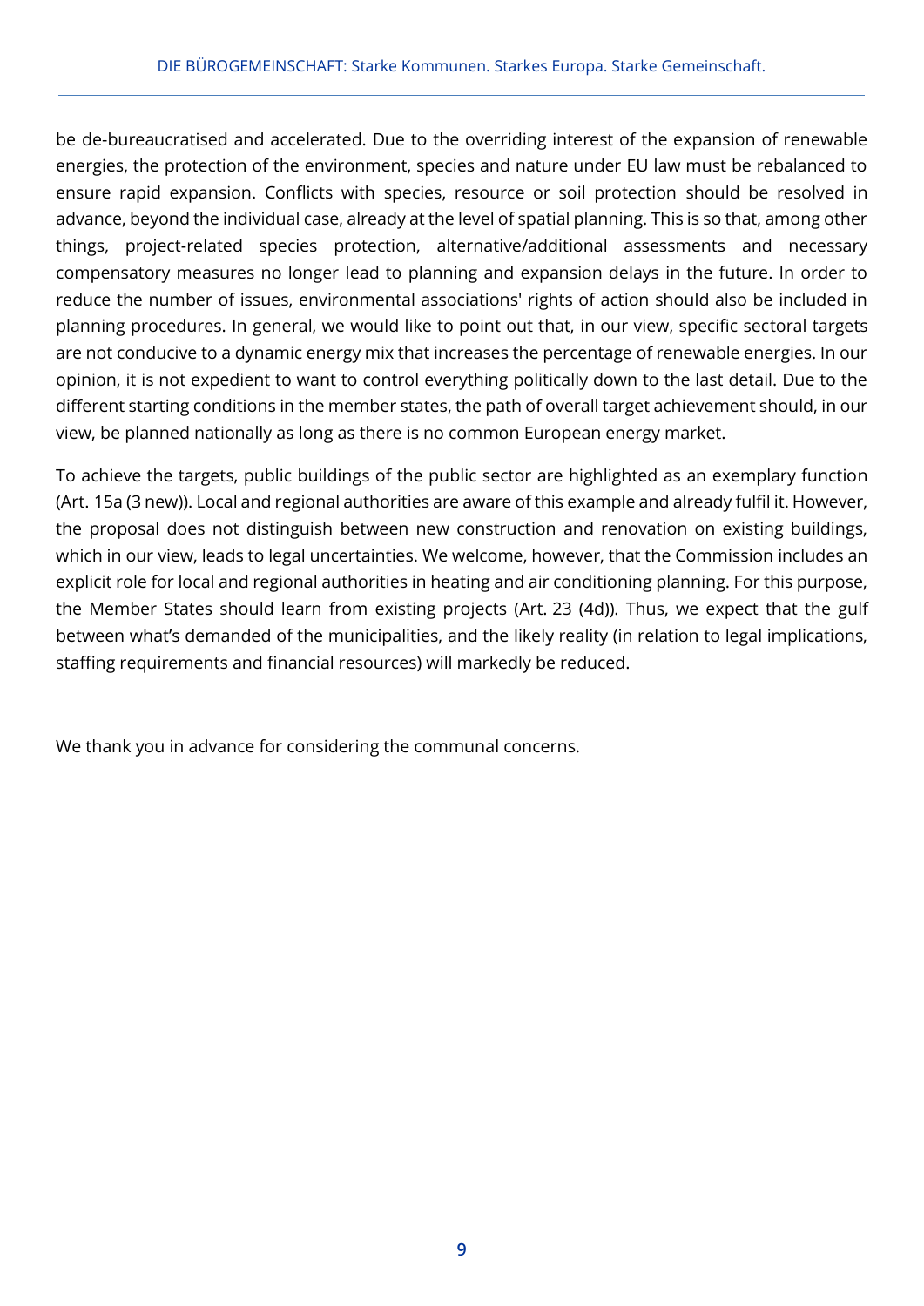be de-bureaucratised and accelerated. Due to the overriding interest of the expansion of renewable energies, the protection of the environment, species and nature under EU law must be rebalanced to ensure rapid expansion. Conflicts with species, resource or soil protection should be resolved in advance, beyond the individual case, already at the level of spatial planning. This is so that, among other things, project-related species protection, alternative/additional assessments and necessary compensatory measures no longer lead to planning and expansion delays in the future. In order to reduce the number of issues, environmental associations' rights of action should also be included in planning procedures. In general, we would like to point out that, in our view, specific sectoral targets are not conducive to a dynamic energy mix that increases the percentage of renewable energies. In our opinion, it is not expedient to want to control everything politically down to the last detail. Due to the different starting conditions in the member states, the path of overall target achievement should, in our view, be planned nationally as long as there is no common European energy market.

To achieve the targets, public buildings of the public sector are highlighted as an exemplary function (Art. 15a (3 new)). Local and regional authorities are aware of this example and already fulfil it. However, the proposal does not distinguish between new construction and renovation on existing buildings, which in our view, leads to legal uncertainties. We welcome, however, that the Commission includes an explicit role for local and regional authorities in heating and air conditioning planning. For this purpose, the Member States should learn from existing projects (Art. 23 (4d)). Thus, we expect that the gulf between what's demanded of the municipalities, and the likely reality (in relation to legal implications, staffing requirements and financial resources) will markedly be reduced.

We thank you in advance for considering the communal concerns.